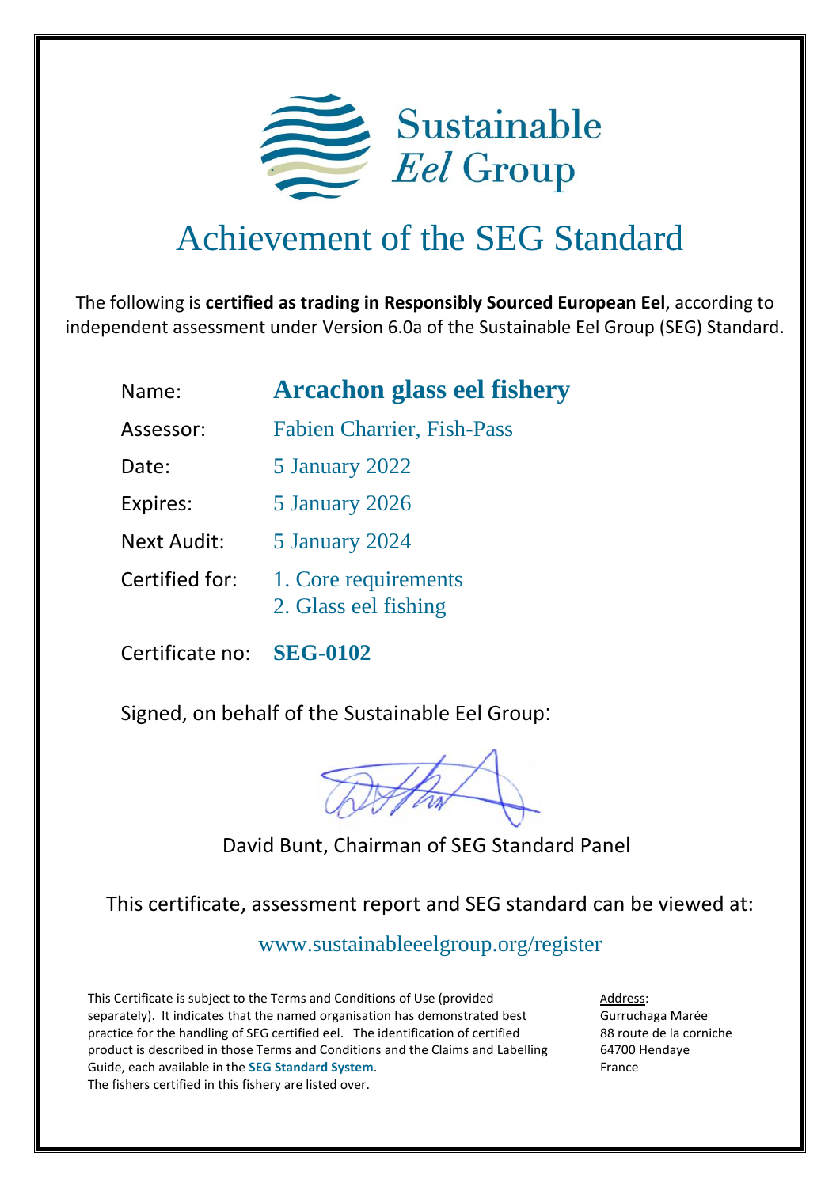Sustainable *Eel* Group

# Achievement of the SEG Standard

The following is **certified as trading in Responsibly Sourced European Eel**, according to independent assessment under Version 6.0a of the Sustainable Eel Group (SEG) Standard.

| | |
|---|---|
| Name: | **Arcachon glass eel fishery** |
| Assessor: | Fabien Charrier, Fish-Pass |
| Date: | 5 January 2022 |
| Expires: | 5 January 2026 |
| Next Audit: | 5 January 2024 |
| Certified for: | 1. Core requirements<br>2. Glass eel fishing |

Certificate no: **SEG-0102**

Signed, on behalf of the Sustainable Eel Group:

David Bunt, Chairman of SEG Standard Panel

This certificate, assessment report and SEG standard can be viewed at:

www.sustainableeelgroup.org/register

This Certificate is subject to the Terms and Conditions of Use (provided separately). It indicates that the named organisation has demonstrated best practice for the handling of SEG certified eel. The identification of certified product is described in those Terms and Conditions and the Claims and Labelling Guide, each available in the **SEG Standard System**.
The fishers certified in this fishery are listed over.

Address:
Gurruchaga Marée
88 route de la corniche
64700 Hendaye
France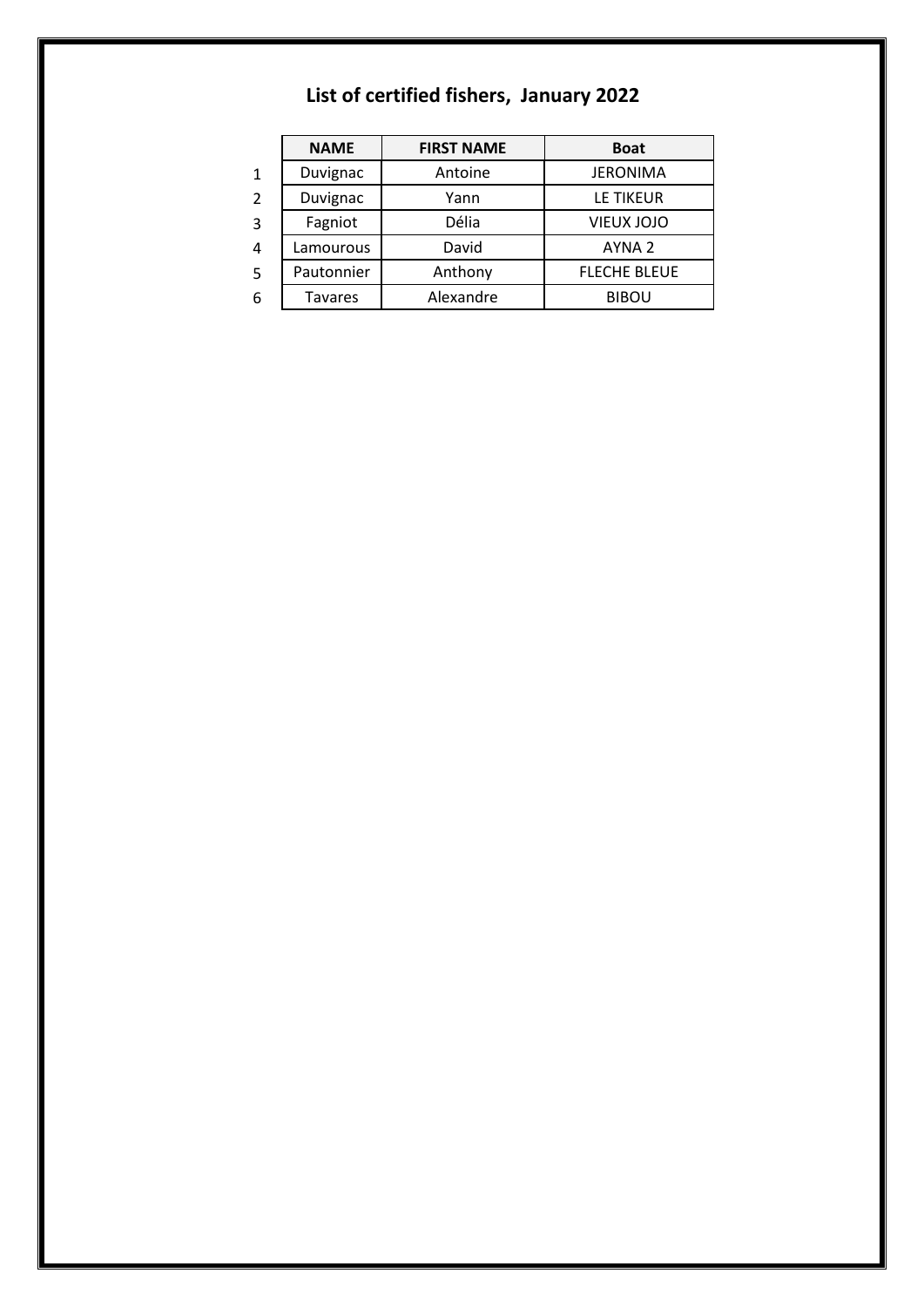# List of certified fishers, January 2022

| | NAME | FIRST NAME | Boat |
|---|---|---|---|
| 1 | Duvignac | Antoine | JERONIMA |
| 2 | Duvignac | Yann | LE TIKEUR |
| 3 | Fagniot | Délia | VIEUX JOJO |
| 4 | Lamourous | David | AYNA 2 |
| 5 | Pautonnier | Anthony | FLECHE BLEUE |
| 6 | Tavares | Alexandre | BIBOU |